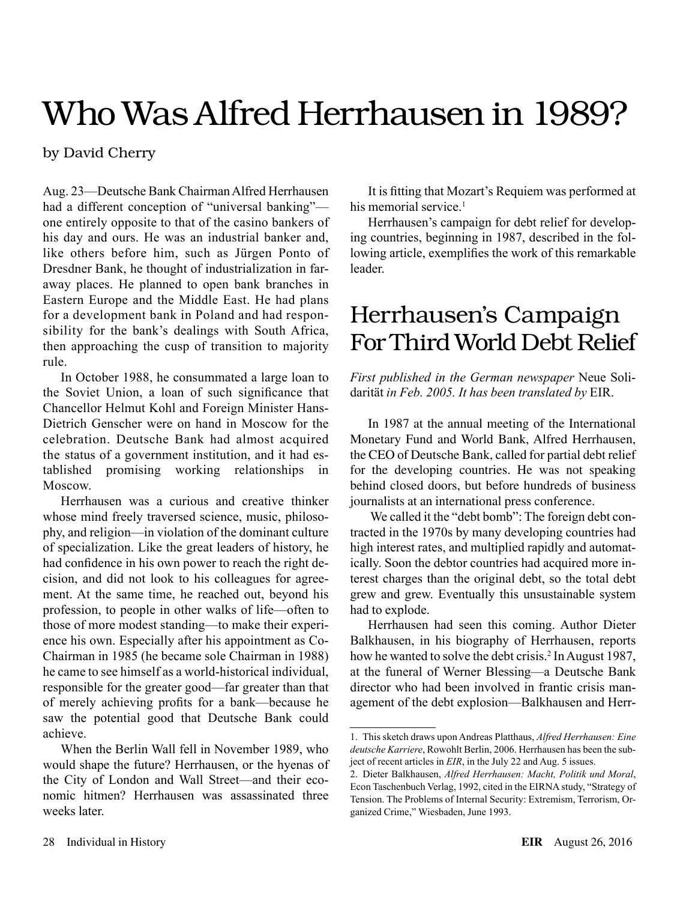# Who Was Alfred Herrhausen in 1989?

by David Cherry

Aug. 23—Deutsche Bank Chairman Alfred Herrhausen had a different conception of "universal banking"—one entirely opposite to that of the casino bankers of his day and ours. He was an industrial banker and, like others before him, such as Jürgen Ponto of Dresdner Bank, he thought of industrialization in far-away places. He planned to open bank branches in Eastern Europe and the Middle East. He had plans for a development bank in Poland and had responsibility for the bank's dealings with South Africa, then approaching the cusp of transition to majority rule.

In October 1988, he consummated a large loan to the Soviet Union, a loan of such significance that Chancellor Helmut Kohl and Foreign Minister Hans-Dietrich Genscher were on hand in Moscow for the celebration. Deutsche Bank had almost acquired the status of a government institution, and it had established promising working relationships in Moscow.

Herrhausen was a curious and creative thinker whose mind freely traversed science, music, philosophy, and religion—in violation of the dominant culture of specialization. Like the great leaders of history, he had confidence in his own power to reach the right decision, and did not look to his colleagues for agreement. At the same time, he reached out, beyond his profession, to people in other walks of life—often to those of more modest standing—to make their experience his own. Especially after his appointment as Co-Chairman in 1985 (he became sole Chairman in 1988) he came to see himself as a world-historical individual, responsible for the greater good—far greater than that of merely achieving profits for a bank—because he saw the potential good that Deutsche Bank could achieve.

When the Berlin Wall fell in November 1989, who would shape the future? Herrhausen, or the hyenas of the City of London and Wall Street—and their economic hitmen? Herrhausen was assassinated three weeks later.

It is fitting that Mozart's Requiem was performed at his memorial service.[1]

Herrhausen's campaign for debt relief for developing countries, beginning in 1987, described in the following article, exemplifies the work of this remarkable leader.

## Herrhausen's Campaign For Third World Debt Relief

*First published in the German newspaper* Neue Solidarität *in Feb. 2005. It has been translated by* EIR.

In 1987 at the annual meeting of the International Monetary Fund and World Bank, Alfred Herrhausen, the CEO of Deutsche Bank, called for partial debt relief for the developing countries. He was not speaking behind closed doors, but before hundreds of business journalists at an international press conference.

We called it the "debt bomb": The foreign debt contracted in the 1970s by many developing countries had high interest rates, and multiplied rapidly and automatically. Soon the debtor countries had acquired more interest charges than the original debt, so the total debt grew and grew. Eventually this unsustainable system had to explode.

Herrhausen had seen this coming. Author Dieter Balkhausen, in his biography of Herrhausen, reports how he wanted to solve the debt crisis.[2] In August 1987, at the funeral of Werner Blessing—a Deutsche Bank director who had been involved in frantic crisis management of the debt explosion—Balkhausen and Herr-

---

1. This sketch draws upon Andreas Platthaus, *Alfred Herrhausen: Eine deutsche Karriere*, Rowohlt Berlin, 2006. Herrhausen has been the subject of recent articles in *EIR*, in the July 22 and Aug. 5 issues.

2. Dieter Balkhausen, *Alfred Herrhausen: Macht, Politik und Moral*, Econ Taschenbuch Verlag, 1992, cited in the EIRNA study, "Strategy of Tension. The Problems of Internal Security: Extremism, Terrorism, Organized Crime," Wiesbaden, June 1993.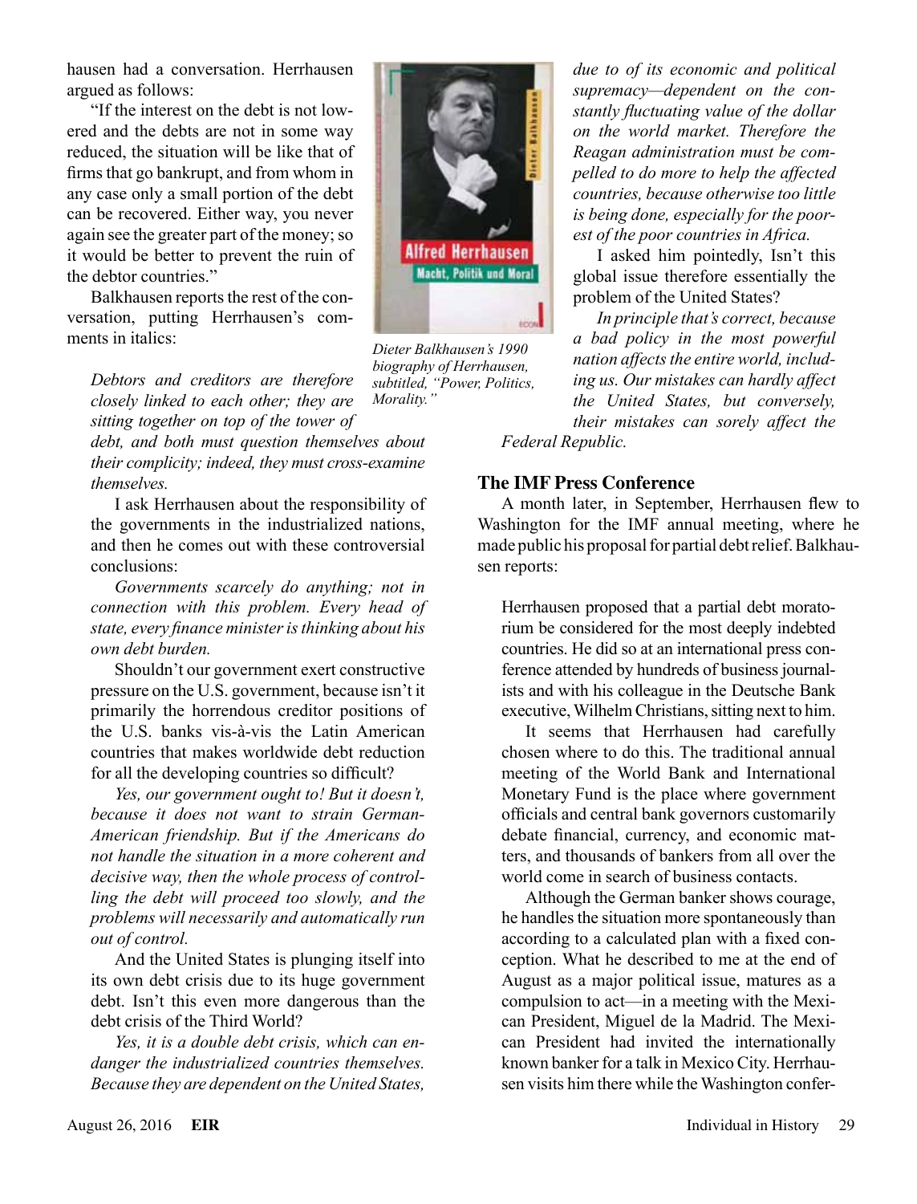hausen had a conversation. Herrhausen argued as follows:

"If the interest on the debt is not lowered and the debts are not in some way reduced, the situation will be like that of firms that go bankrupt, and from whom in any case only a small portion of the debt can be recovered. Either way, you never again see the greater part of the money; so it would be better to prevent the ruin of the debtor countries."

Balkhausen reports the rest of the conversation, putting Herrhausen's comments in italics:

> *Debtors and creditors are therefore closely linked to each other; they are sitting together on top of the tower of debt, and both must question themselves about their complicity; indeed, they must cross-examine themselves.*
>
> I ask Herrhausen about the responsibility of the governments in the industrialized nations, and then he comes out with these controversial conclusions:
>
> *Governments scarcely do anything; not in connection with this problem. Every head of state, every finance minister is thinking about his own debt burden.*
>
> Shouldn't our government exert constructive pressure on the U.S. government, because isn't it primarily the horrendous creditor positions of the U.S. banks vis-à-vis the Latin American countries that makes worldwide debt reduction for all the developing countries so difficult?
>
> *Yes, our government ought to! But it doesn't, because it does not want to strain German-American friendship. But if the Americans do not handle the situation in a more coherent and decisive way, then the whole process of controlling the debt will proceed too slowly, and the problems will necessarily and automatically run out of control.*
>
> And the United States is plunging itself into its own debt crisis due to its huge government debt. Isn't this even more dangerous than the debt crisis of the Third World?
>
> *Yes, it is a double debt crisis, which can endanger the industrialized countries themselves. Because they are dependent on the United States, due to of its economic and political supremacy—dependent on the constantly fluctuating value of the dollar on the world market. Therefore the Reagan administration must be compelled to do more to help the affected countries, because otherwise too little is being done, especially for the poorest of the poor countries in Africa.*
>
> I asked him pointedly, Isn't this global issue therefore essentially the problem of the United States?
>
> *In principle that's correct, because a bad policy in the most powerful nation affects the entire world, including us. Our mistakes can hardly affect the United States, but conversely, their mistakes can sorely affect the Federal Republic.*

Dieter Balkhausen's 1990 biography of Herrhausen, subtitled, "Power, Politics, Morality."

## The IMF Press Conference

A month later, in September, Herrhausen flew to Washington for the IMF annual meeting, where he made public his proposal for partial debt relief. Balkhausen reports:

> Herrhausen proposed that a partial debt moratorium be considered for the most deeply indebted countries. He did so at an international press conference attended by hundreds of business journalists and with his colleague in the Deutsche Bank executive, Wilhelm Christians, sitting next to him.
>
> It seems that Herrhausen had carefully chosen where to do this. The traditional annual meeting of the World Bank and International Monetary Fund is the place where government officials and central bank governors customarily debate financial, currency, and economic matters, and thousands of bankers from all over the world come in search of business contacts.
>
> Although the German banker shows courage, he handles the situation more spontaneously than according to a calculated plan with a fixed conception. What he described to me at the end of August as a major political issue, matures as a compulsion to act—in a meeting with the Mexican President, Miguel de la Madrid. The Mexican President had invited the internationally known banker for a talk in Mexico City. Herrhausen visits him there while the Washington confer-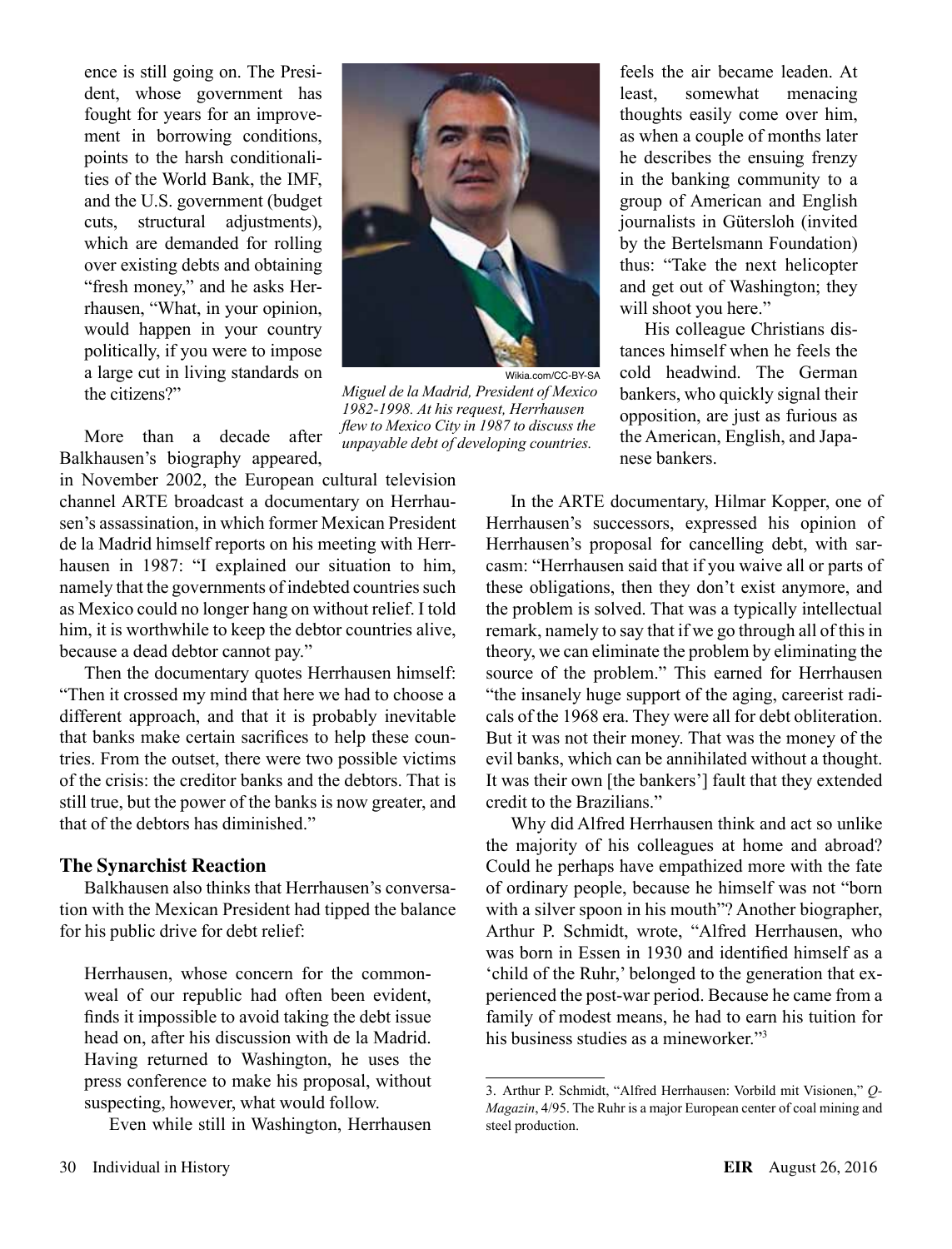ence is still going on. The President, whose government has fought for years for an improvement in borrowing conditions, points to the harsh conditionalities of the World Bank, the IMF, and the U.S. government (budget cuts, structural adjustments), which are demanded for rolling over existing debts and obtaining "fresh money," and he asks Herrhausen, "What, in your opinion, would happen in your country politically, if you were to impose a large cut in living standards on the citizens?"

Wikia.com/CC-BY-SA

*Miguel de la Madrid, President of Mexico 1982-1998. At his request, Herrhausen flew to Mexico City in 1987 to discuss the unpayable debt of developing countries.*

More than a decade after Balkhausen's biography appeared, in November 2002, the European cultural television channel ARTE broadcast a documentary on Herrhausen's assassination, in which former Mexican President de la Madrid himself reports on his meeting with Herrhausen in 1987: "I explained our situation to him, namely that the governments of indebted countries such as Mexico could no longer hang on without relief. I told him, it is worthwhile to keep the debtor countries alive, because a dead debtor cannot pay."

Then the documentary quotes Herrhausen himself: "Then it crossed my mind that here we had to choose a different approach, and that it is probably inevitable that banks make certain sacrifices to help these countries. From the outset, there were two possible victims of the crisis: the creditor banks and the debtors. That is still true, but the power of the banks is now greater, and that of the debtors has diminished."

### The Synarchist Reaction

Balkhausen also thinks that Herrhausen's conversation with the Mexican President had tipped the balance for his public drive for debt relief:

> Herrhausen, whose concern for the commonweal of our republic had often been evident, finds it impossible to avoid taking the debt issue head on, after his discussion with de la Madrid. Having returned to Washington, he uses the press conference to make his proposal, without suspecting, however, what would follow.
>
> Even while still in Washington, Herrhausen feels the air became leaden. At least, somewhat menacing thoughts easily come over him, as when a couple of months later he describes the ensuing frenzy in the banking community to a group of American and English journalists in Gütersloh (invited by the Bertelsmann Foundation) thus: "Take the next helicopter and get out of Washington; they will shoot you here."
>
> His colleague Christians distances himself when he feels the cold headwind. The German bankers, who quickly signal their opposition, are just as furious as the American, English, and Japanese bankers.

In the ARTE documentary, Hilmar Kopper, one of Herrhausen's successors, expressed his opinion of Herrhausen's proposal for cancelling debt, with sarcasm: "Herrhausen said that if you waive all or parts of these obligations, then they don't exist anymore, and the problem is solved. That was a typically intellectual remark, namely to say that if we go through all of this in theory, we can eliminate the problem by eliminating the source of the problem." This earned for Herrhausen "the insanely huge support of the aging, careerist radicals of the 1968 era. They were all for debt obliteration. But it was not their money. That was the money of the evil banks, which can be annihilated without a thought. It was their own [the bankers'] fault that they extended credit to the Brazilians."

Why did Alfred Herrhausen think and act so unlike the majority of his colleagues at home and abroad? Could he perhaps have empathized more with the fate of ordinary people, because he himself was not "born with a silver spoon in his mouth"? Another biographer, Arthur P. Schmidt, wrote, "Alfred Herrhausen, who was born in Essen in 1930 and identified himself as a 'child of the Ruhr,' belonged to the generation that experienced the post-war period. Because he came from a family of modest means, he had to earn his tuition for his business studies as a mineworker."[3]

---

3. Arthur P. Schmidt, "Alfred Herrhausen: Vorbild mit Visionen," *Q-Magazin*, 4/95. The Ruhr is a major European center of coal mining and steel production.